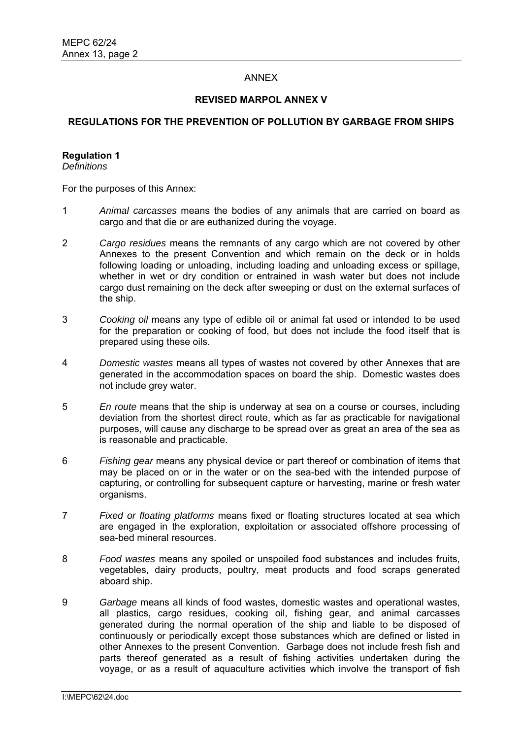ANNEX

## REVISED MARPOL ANNEX V

## REGULATIONS FOR THE PREVENTION OF POLLUTION BY GARBAGE FROM SHIPS

**Regulation 1**
*Definitions*

For the purposes of this Annex:

1 *Animal carcasses* means the bodies of any animals that are carried on board as cargo and that die or are euthanized during the voyage.

2 *Cargo residues* means the remnants of any cargo which are not covered by other Annexes to the present Convention and which remain on the deck or in holds following loading or unloading, including loading and unloading excess or spillage, whether in wet or dry condition or entrained in wash water but does not include cargo dust remaining on the deck after sweeping or dust on the external surfaces of the ship.

3 *Cooking oil* means any type of edible oil or animal fat used or intended to be used for the preparation or cooking of food, but does not include the food itself that is prepared using these oils.

4 *Domestic wastes* means all types of wastes not covered by other Annexes that are generated in the accommodation spaces on board the ship. Domestic wastes does not include grey water.

5 *En route* means that the ship is underway at sea on a course or courses, including deviation from the shortest direct route, which as far as practicable for navigational purposes, will cause any discharge to be spread over as great an area of the sea as is reasonable and practicable.

6 *Fishing gear* means any physical device or part thereof or combination of items that may be placed on or in the water or on the sea-bed with the intended purpose of capturing, or controlling for subsequent capture or harvesting, marine or fresh water organisms.

7 *Fixed or floating platforms* means fixed or floating structures located at sea which are engaged in the exploration, exploitation or associated offshore processing of sea-bed mineral resources.

8 *Food wastes* means any spoiled or unspoiled food substances and includes fruits, vegetables, dairy products, poultry, meat products and food scraps generated aboard ship.

9 *Garbage* means all kinds of food wastes, domestic wastes and operational wastes, all plastics, cargo residues, cooking oil, fishing gear, and animal carcasses generated during the normal operation of the ship and liable to be disposed of continuously or periodically except those substances which are defined or listed in other Annexes to the present Convention. Garbage does not include fresh fish and parts thereof generated as a result of fishing activities undertaken during the voyage, or as a result of aquaculture activities which involve the transport of fish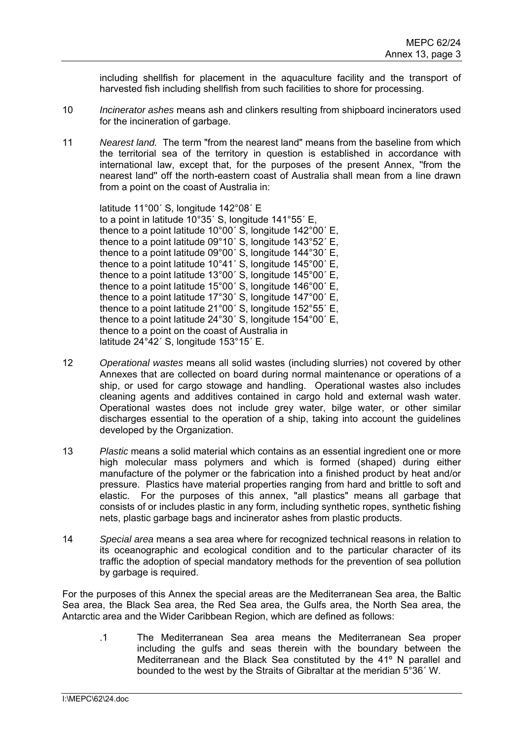including shellfish for placement in the aquaculture facility and the transport of harvested fish including shellfish from such facilities to shore for processing.

10 *Incinerator ashes* means ash and clinkers resulting from shipboard incinerators used for the incineration of garbage.

11 *Nearest land.* The term "from the nearest land" means from the baseline from which the territorial sea of the territory in question is established in accordance with international law, except that, for the purposes of the present Annex, "from the nearest land" off the north-eastern coast of Australia shall mean from a line drawn from a point on the coast of Australia in:

latitude 11°00´ S, longitude 142°08´ E
to a point in latitude 10°35´ S, longitude 141°55´ E,
thence to a point latitude 10°00´ S, longitude 142°00´ E,
thence to a point latitude 09°10´ S, longitude 143°52´ E,
thence to a point latitude 09°00´ S, longitude 144°30´ E,
thence to a point latitude 10°41´ S, longitude 145°00´ E,
thence to a point latitude 13°00´ S, longitude 145°00´ E,
thence to a point latitude 15°00´ S, longitude 146°00´ E,
thence to a point latitude 17°30´ S, longitude 147°00´ E,
thence to a point latitude 21°00´ S, longitude 152°55´ E,
thence to a point latitude 24°30´ S, longitude 154°00´ E,
thence to a point on the coast of Australia in
latitude 24°42´ S, longitude 153°15´ E.

12 *Operational wastes* means all solid wastes (including slurries) not covered by other Annexes that are collected on board during normal maintenance or operations of a ship, or used for cargo stowage and handling. Operational wastes also includes cleaning agents and additives contained in cargo hold and external wash water. Operational wastes does not include grey water, bilge water, or other similar discharges essential to the operation of a ship, taking into account the guidelines developed by the Organization.

13 *Plastic* means a solid material which contains as an essential ingredient one or more high molecular mass polymers and which is formed (shaped) during either manufacture of the polymer or the fabrication into a finished product by heat and/or pressure. Plastics have material properties ranging from hard and brittle to soft and elastic. For the purposes of this annex, "all plastics" means all garbage that consists of or includes plastic in any form, including synthetic ropes, synthetic fishing nets, plastic garbage bags and incinerator ashes from plastic products.

14 *Special area* means a sea area where for recognized technical reasons in relation to its oceanographic and ecological condition and to the particular character of its traffic the adoption of special mandatory methods for the prevention of sea pollution by garbage is required.

For the purposes of this Annex the special areas are the Mediterranean Sea area, the Baltic Sea area, the Black Sea area, the Red Sea area, the Gulfs area, the North Sea area, the Antarctic area and the Wider Caribbean Region, which are defined as follows:

.1 The Mediterranean Sea area means the Mediterranean Sea proper including the gulfs and seas therein with the boundary between the Mediterranean and the Black Sea constituted by the 41º N parallel and bounded to the west by the Straits of Gibraltar at the meridian 5°36´ W.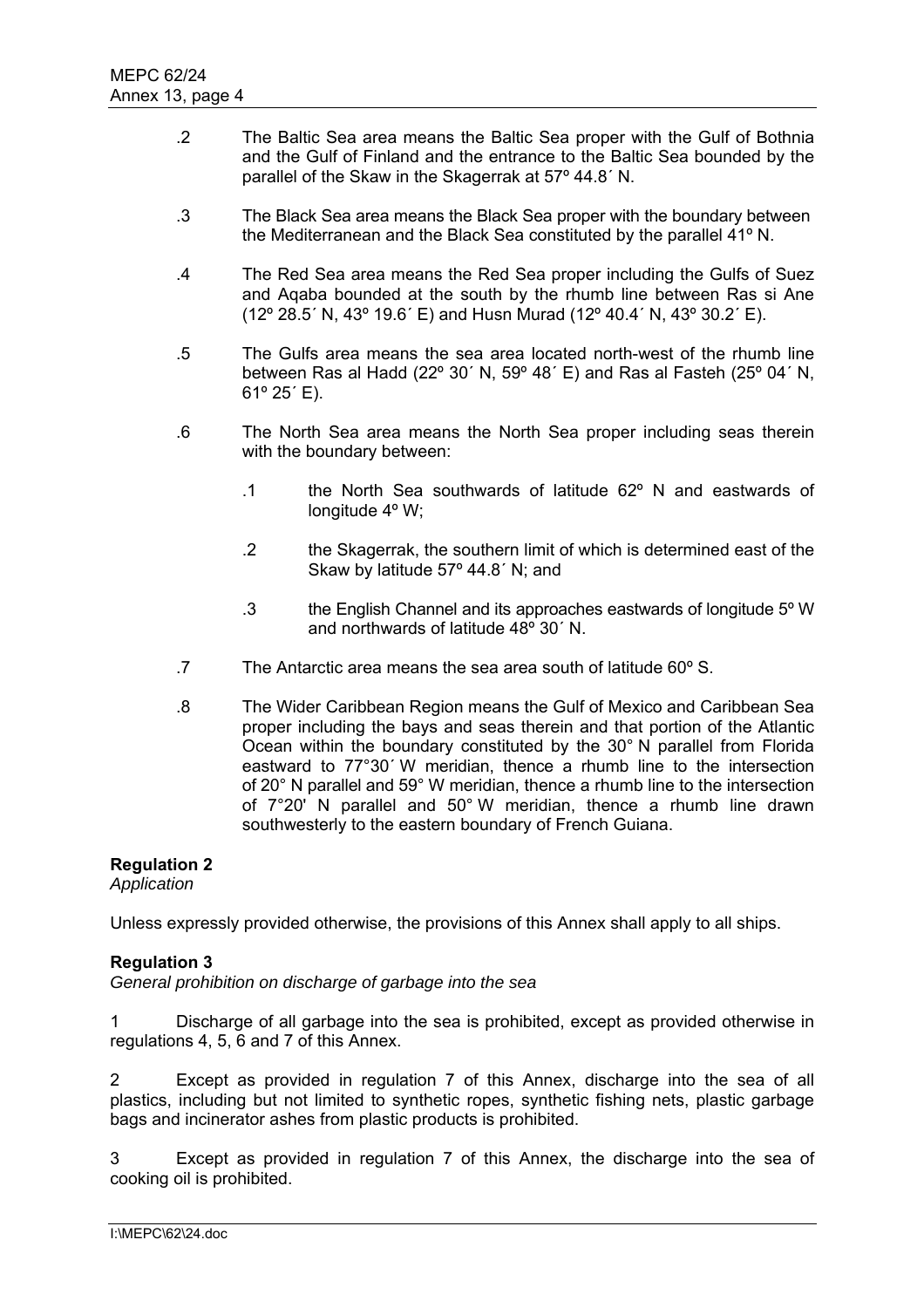.2 The Baltic Sea area means the Baltic Sea proper with the Gulf of Bothnia and the Gulf of Finland and the entrance to the Baltic Sea bounded by the parallel of the Skaw in the Skagerrak at 57º 44.8´ N.

.3 The Black Sea area means the Black Sea proper with the boundary between the Mediterranean and the Black Sea constituted by the parallel 41º N.

.4 The Red Sea area means the Red Sea proper including the Gulfs of Suez and Aqaba bounded at the south by the rhumb line between Ras si Ane (12º 28.5´ N, 43º 19.6´ E) and Husn Murad (12º 40.4´ N, 43º 30.2´ E).

.5 The Gulfs area means the sea area located north-west of the rhumb line between Ras al Hadd (22º 30´ N, 59º 48´ E) and Ras al Fasteh (25º 04´ N, 61º 25´ E).

.6 The North Sea area means the North Sea proper including seas therein with the boundary between:

.1 the North Sea southwards of latitude 62º N and eastwards of longitude 4º W;

.2 the Skagerrak, the southern limit of which is determined east of the Skaw by latitude 57º 44.8´ N; and

.3 the English Channel and its approaches eastwards of longitude 5º W and northwards of latitude 48º 30´ N.

.7 The Antarctic area means the sea area south of latitude 60º S.

.8 The Wider Caribbean Region means the Gulf of Mexico and Caribbean Sea proper including the bays and seas therein and that portion of the Atlantic Ocean within the boundary constituted by the 30° N parallel from Florida eastward to 77°30´ W meridian, thence a rhumb line to the intersection of 20° N parallel and 59° W meridian, thence a rhumb line to the intersection of 7°20' N parallel and 50° W meridian, thence a rhumb line drawn southwesterly to the eastern boundary of French Guiana.

**Regulation 2**
*Application*

Unless expressly provided otherwise, the provisions of this Annex shall apply to all ships.

**Regulation 3**
*General prohibition on discharge of garbage into the sea*

1 Discharge of all garbage into the sea is prohibited, except as provided otherwise in regulations 4, 5, 6 and 7 of this Annex.

2 Except as provided in regulation 7 of this Annex, discharge into the sea of all plastics, including but not limited to synthetic ropes, synthetic fishing nets, plastic garbage bags and incinerator ashes from plastic products is prohibited.

3 Except as provided in regulation 7 of this Annex, the discharge into the sea of cooking oil is prohibited.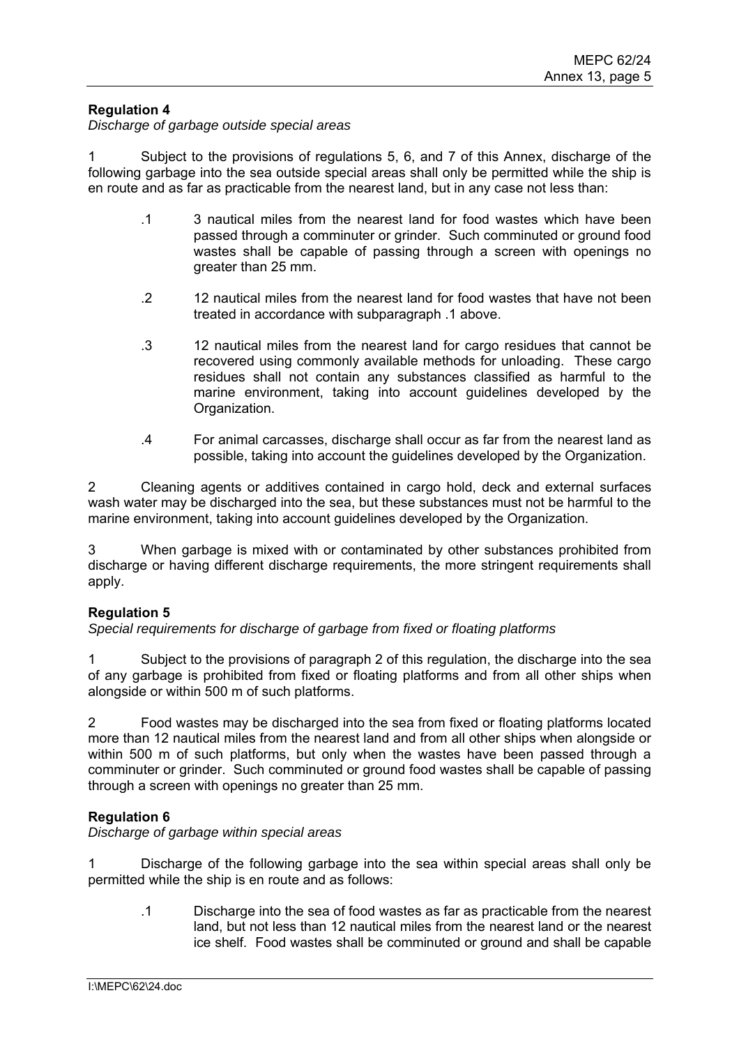**Regulation 4**
*Discharge of garbage outside special areas*

1 Subject to the provisions of regulations 5, 6, and 7 of this Annex, discharge of the following garbage into the sea outside special areas shall only be permitted while the ship is en route and as far as practicable from the nearest land, but in any case not less than:

.1 3 nautical miles from the nearest land for food wastes which have been passed through a comminuter or grinder. Such comminuted or ground food wastes shall be capable of passing through a screen with openings no greater than 25 mm.

.2 12 nautical miles from the nearest land for food wastes that have not been treated in accordance with subparagraph .1 above.

.3 12 nautical miles from the nearest land for cargo residues that cannot be recovered using commonly available methods for unloading. These cargo residues shall not contain any substances classified as harmful to the marine environment, taking into account guidelines developed by the Organization.

.4 For animal carcasses, discharge shall occur as far from the nearest land as possible, taking into account the guidelines developed by the Organization.

2 Cleaning agents or additives contained in cargo hold, deck and external surfaces wash water may be discharged into the sea, but these substances must not be harmful to the marine environment, taking into account guidelines developed by the Organization.

3 When garbage is mixed with or contaminated by other substances prohibited from discharge or having different discharge requirements, the more stringent requirements shall apply.

**Regulation 5**
*Special requirements for discharge of garbage from fixed or floating platforms*

1 Subject to the provisions of paragraph 2 of this regulation, the discharge into the sea of any garbage is prohibited from fixed or floating platforms and from all other ships when alongside or within 500 m of such platforms.

2 Food wastes may be discharged into the sea from fixed or floating platforms located more than 12 nautical miles from the nearest land and from all other ships when alongside or within 500 m of such platforms, but only when the wastes have been passed through a comminuter or grinder. Such comminuted or ground food wastes shall be capable of passing through a screen with openings no greater than 25 mm.

**Regulation 6**
*Discharge of garbage within special areas*

1 Discharge of the following garbage into the sea within special areas shall only be permitted while the ship is en route and as follows:

.1 Discharge into the sea of food wastes as far as practicable from the nearest land, but not less than 12 nautical miles from the nearest land or the nearest ice shelf. Food wastes shall be comminuted or ground and shall be capable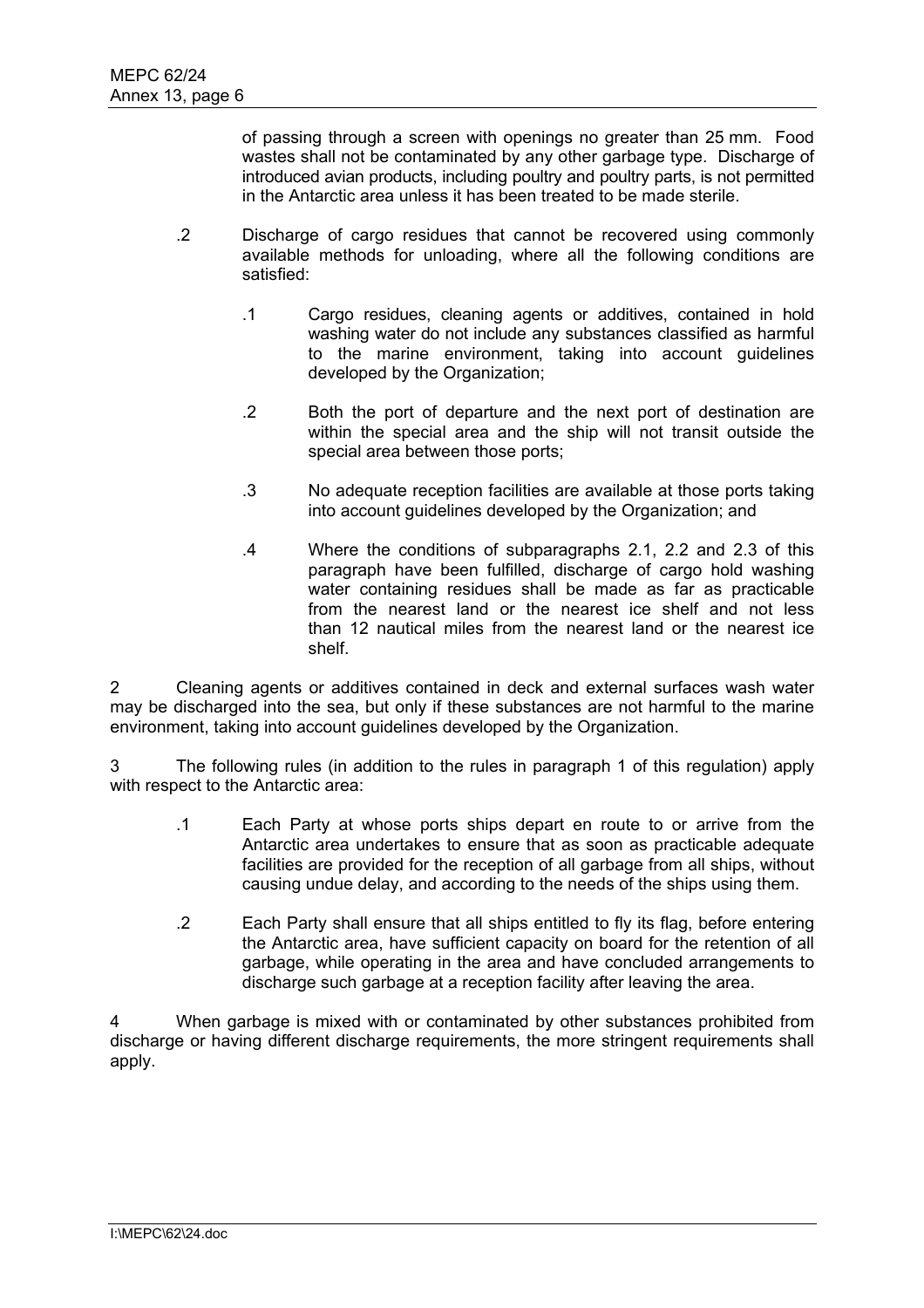of passing through a screen with openings no greater than 25 mm. Food wastes shall not be contaminated by any other garbage type. Discharge of introduced avian products, including poultry and poultry parts, is not permitted in the Antarctic area unless it has been treated to be made sterile.

.2 Discharge of cargo residues that cannot be recovered using commonly available methods for unloading, where all the following conditions are satisfied:

.1 Cargo residues, cleaning agents or additives, contained in hold washing water do not include any substances classified as harmful to the marine environment, taking into account guidelines developed by the Organization;

.2 Both the port of departure and the next port of destination are within the special area and the ship will not transit outside the special area between those ports;

.3 No adequate reception facilities are available at those ports taking into account guidelines developed by the Organization; and

.4 Where the conditions of subparagraphs 2.1, 2.2 and 2.3 of this paragraph have been fulfilled, discharge of cargo hold washing water containing residues shall be made as far as practicable from the nearest land or the nearest ice shelf and not less than 12 nautical miles from the nearest land or the nearest ice shelf.

2 Cleaning agents or additives contained in deck and external surfaces wash water may be discharged into the sea, but only if these substances are not harmful to the marine environment, taking into account guidelines developed by the Organization.

3 The following rules (in addition to the rules in paragraph 1 of this regulation) apply with respect to the Antarctic area:

.1 Each Party at whose ports ships depart en route to or arrive from the Antarctic area undertakes to ensure that as soon as practicable adequate facilities are provided for the reception of all garbage from all ships, without causing undue delay, and according to the needs of the ships using them.

.2 Each Party shall ensure that all ships entitled to fly its flag, before entering the Antarctic area, have sufficient capacity on board for the retention of all garbage, while operating in the area and have concluded arrangements to discharge such garbage at a reception facility after leaving the area.

4 When garbage is mixed with or contaminated by other substances prohibited from discharge or having different discharge requirements, the more stringent requirements shall apply.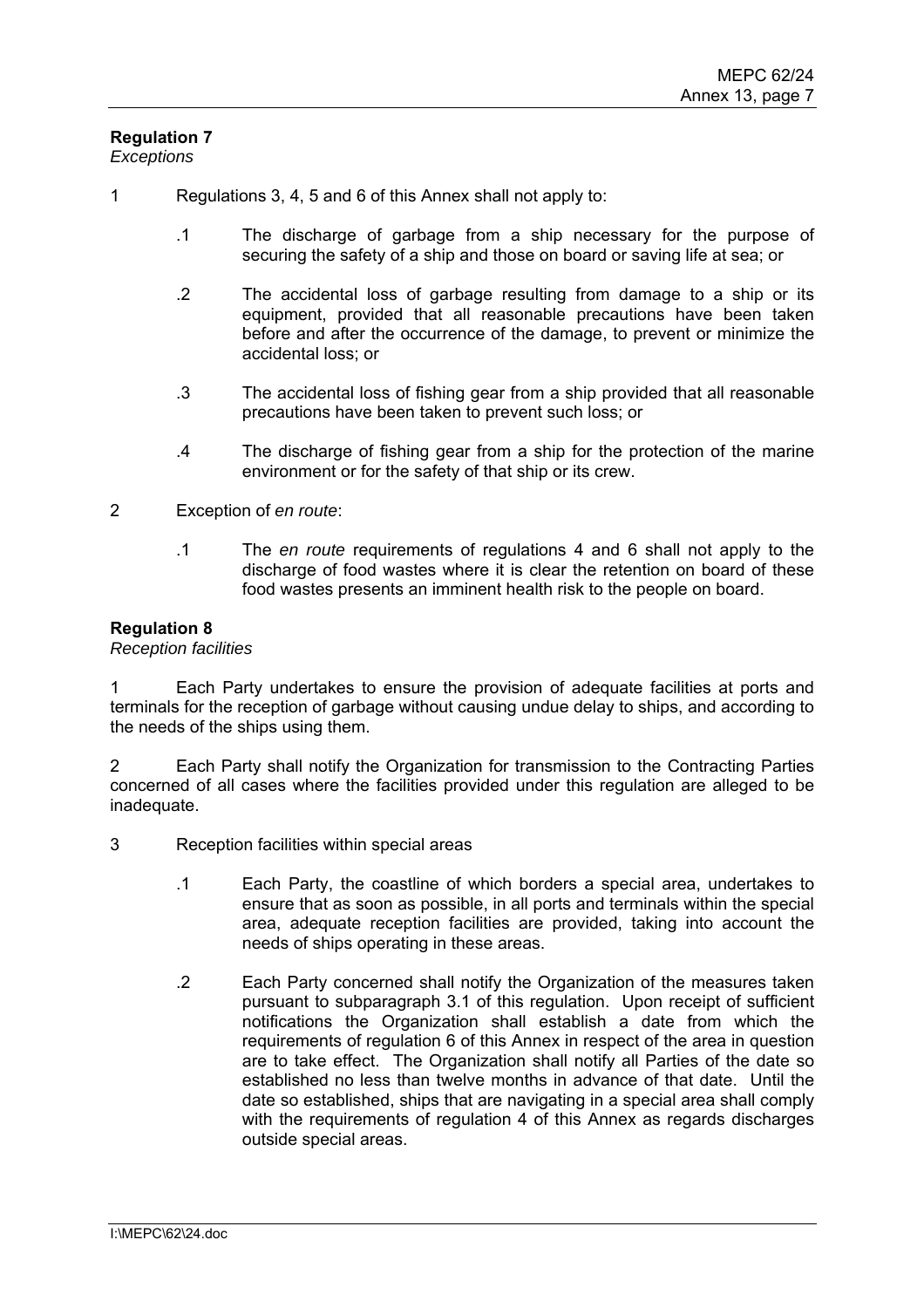**Regulation 7**
*Exceptions*

1 Regulations 3, 4, 5 and 6 of this Annex shall not apply to:

.1 The discharge of garbage from a ship necessary for the purpose of securing the safety of a ship and those on board or saving life at sea; or

.2 The accidental loss of garbage resulting from damage to a ship or its equipment, provided that all reasonable precautions have been taken before and after the occurrence of the damage, to prevent or minimize the accidental loss; or

.3 The accidental loss of fishing gear from a ship provided that all reasonable precautions have been taken to prevent such loss; or

.4 The discharge of fishing gear from a ship for the protection of the marine environment or for the safety of that ship or its crew.

2 Exception of *en route*:

.1 The *en route* requirements of regulations 4 and 6 shall not apply to the discharge of food wastes where it is clear the retention on board of these food wastes presents an imminent health risk to the people on board.

**Regulation 8**
*Reception facilities*

1 Each Party undertakes to ensure the provision of adequate facilities at ports and terminals for the reception of garbage without causing undue delay to ships, and according to the needs of the ships using them.

2 Each Party shall notify the Organization for transmission to the Contracting Parties concerned of all cases where the facilities provided under this regulation are alleged to be inadequate.

3 Reception facilities within special areas

.1 Each Party, the coastline of which borders a special area, undertakes to ensure that as soon as possible, in all ports and terminals within the special area, adequate reception facilities are provided, taking into account the needs of ships operating in these areas.

.2 Each Party concerned shall notify the Organization of the measures taken pursuant to subparagraph 3.1 of this regulation. Upon receipt of sufficient notifications the Organization shall establish a date from which the requirements of regulation 6 of this Annex in respect of the area in question are to take effect. The Organization shall notify all Parties of the date so established no less than twelve months in advance of that date. Until the date so established, ships that are navigating in a special area shall comply with the requirements of regulation 4 of this Annex as regards discharges outside special areas.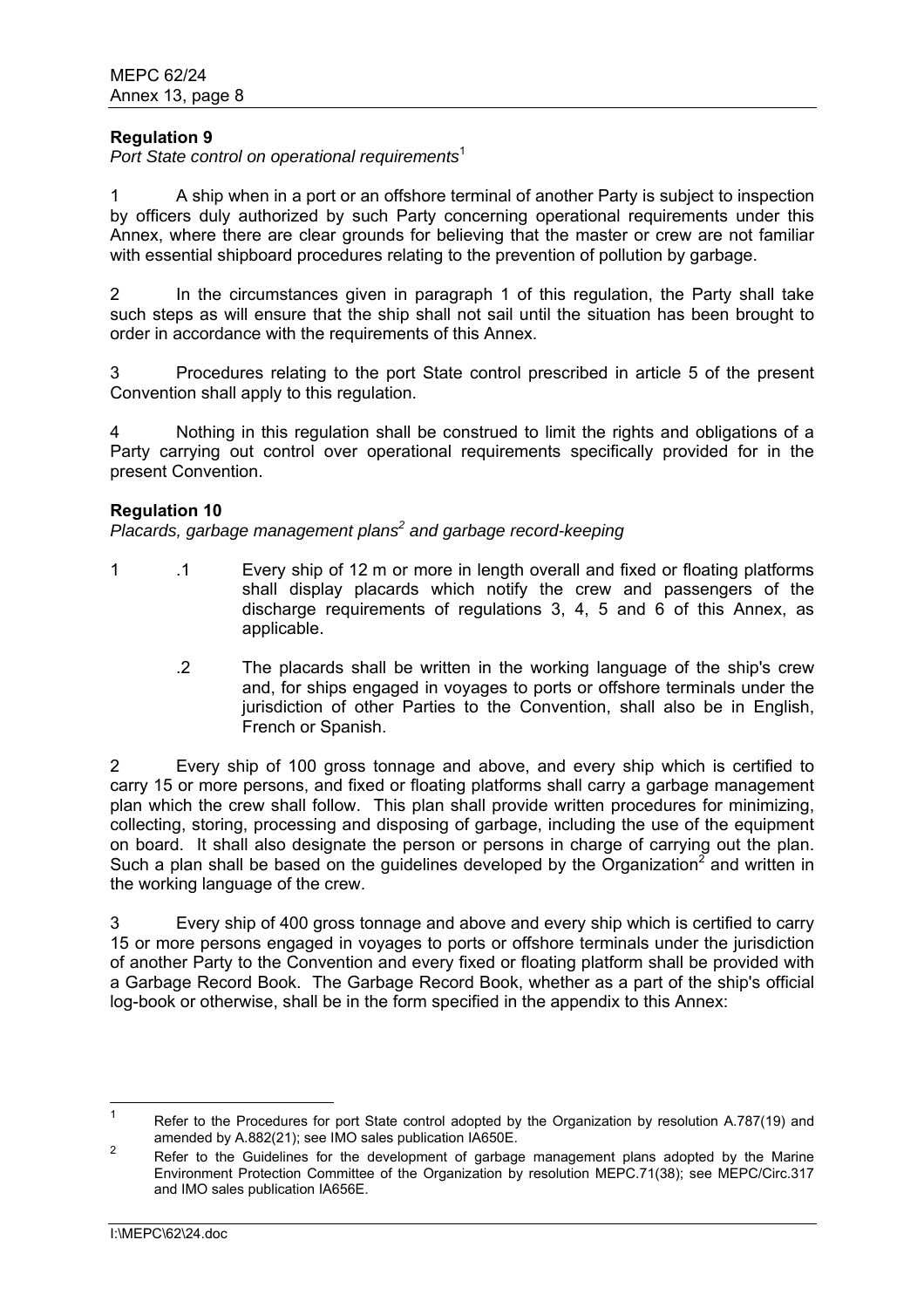**Regulation 9**

*Port State control on operational requirements*[1]

1 A ship when in a port or an offshore terminal of another Party is subject to inspection by officers duly authorized by such Party concerning operational requirements under this Annex, where there are clear grounds for believing that the master or crew are not familiar with essential shipboard procedures relating to the prevention of pollution by garbage.

2 In the circumstances given in paragraph 1 of this regulation, the Party shall take such steps as will ensure that the ship shall not sail until the situation has been brought to order in accordance with the requirements of this Annex.

3 Procedures relating to the port State control prescribed in article 5 of the present Convention shall apply to this regulation.

4 Nothing in this regulation shall be construed to limit the rights and obligations of a Party carrying out control over operational requirements specifically provided for in the present Convention.

**Regulation 10**

*Placards, garbage management plans*[2] *and garbage record-keeping*

1 .1 Every ship of 12 m or more in length overall and fixed or floating platforms shall display placards which notify the crew and passengers of the discharge requirements of regulations 3, 4, 5 and 6 of this Annex, as applicable.

.2 The placards shall be written in the working language of the ship's crew and, for ships engaged in voyages to ports or offshore terminals under the jurisdiction of other Parties to the Convention, shall also be in English, French or Spanish.

2 Every ship of 100 gross tonnage and above, and every ship which is certified to carry 15 or more persons, and fixed or floating platforms shall carry a garbage management plan which the crew shall follow. This plan shall provide written procedures for minimizing, collecting, storing, processing and disposing of garbage, including the use of the equipment on board. It shall also designate the person or persons in charge of carrying out the plan. Such a plan shall be based on the guidelines developed by the Organization[2] and written in the working language of the crew.

3 Every ship of 400 gross tonnage and above and every ship which is certified to carry 15 or more persons engaged in voyages to ports or offshore terminals under the jurisdiction of another Party to the Convention and every fixed or floating platform shall be provided with a Garbage Record Book. The Garbage Record Book, whether as a part of the ship's official log-book or otherwise, shall be in the form specified in the appendix to this Annex:

---

[1] Refer to the Procedures for port State control adopted by the Organization by resolution A.787(19) and amended by A.882(21); see IMO sales publication IA650E.

[2] Refer to the Guidelines for the development of garbage management plans adopted by the Marine Environment Protection Committee of the Organization by resolution MEPC.71(38); see MEPC/Circ.317 and IMO sales publication IA656E.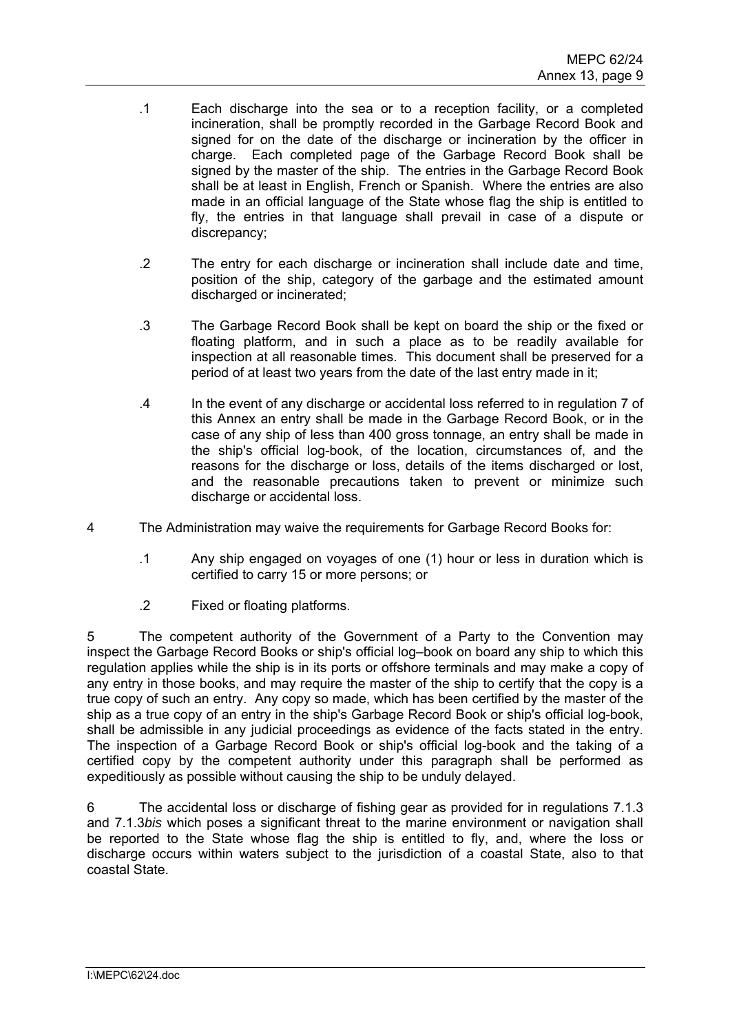.1 Each discharge into the sea or to a reception facility, or a completed incineration, shall be promptly recorded in the Garbage Record Book and signed for on the date of the discharge or incineration by the officer in charge. Each completed page of the Garbage Record Book shall be signed by the master of the ship. The entries in the Garbage Record Book shall be at least in English, French or Spanish. Where the entries are also made in an official language of the State whose flag the ship is entitled to fly, the entries in that language shall prevail in case of a dispute or discrepancy;

.2 The entry for each discharge or incineration shall include date and time, position of the ship, category of the garbage and the estimated amount discharged or incinerated;

.3 The Garbage Record Book shall be kept on board the ship or the fixed or floating platform, and in such a place as to be readily available for inspection at all reasonable times. This document shall be preserved for a period of at least two years from the date of the last entry made in it;

.4 In the event of any discharge or accidental loss referred to in regulation 7 of this Annex an entry shall be made in the Garbage Record Book, or in the case of any ship of less than 400 gross tonnage, an entry shall be made in the ship's official log-book, of the location, circumstances of, and the reasons for the discharge or loss, details of the items discharged or lost, and the reasonable precautions taken to prevent or minimize such discharge or accidental loss.

4 The Administration may waive the requirements for Garbage Record Books for:

.1 Any ship engaged on voyages of one (1) hour or less in duration which is certified to carry 15 or more persons; or

.2 Fixed or floating platforms.

5 The competent authority of the Government of a Party to the Convention may inspect the Garbage Record Books or ship's official log–book on board any ship to which this regulation applies while the ship is in its ports or offshore terminals and may make a copy of any entry in those books, and may require the master of the ship to certify that the copy is a true copy of such an entry. Any copy so made, which has been certified by the master of the ship as a true copy of an entry in the ship's Garbage Record Book or ship's official log-book, shall be admissible in any judicial proceedings as evidence of the facts stated in the entry. The inspection of a Garbage Record Book or ship's official log-book and the taking of a certified copy by the competent authority under this paragraph shall be performed as expeditiously as possible without causing the ship to be unduly delayed.

6 The accidental loss or discharge of fishing gear as provided for in regulations 7.1.3 and 7.1.3*bis* which poses a significant threat to the marine environment or navigation shall be reported to the State whose flag the ship is entitled to fly, and, where the loss or discharge occurs within waters subject to the jurisdiction of a coastal State, also to that coastal State.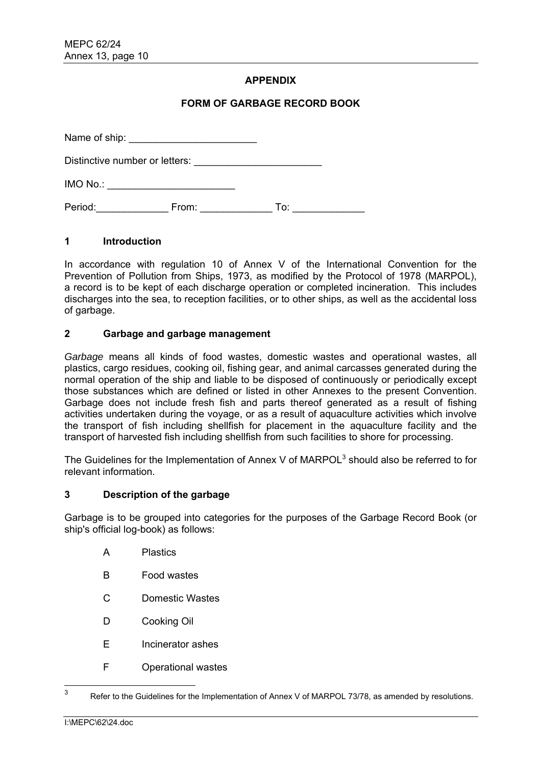## APPENDIX

## FORM OF GARBAGE RECORD BOOK

Name of ship: _______________________

Distinctive number or letters: _______________________

IMO No.: _______________________

Period:_____________ From: _____________ To: _____________

### 1 Introduction

In accordance with regulation 10 of Annex V of the International Convention for the Prevention of Pollution from Ships, 1973, as modified by the Protocol of 1978 (MARPOL), a record is to be kept of each discharge operation or completed incineration. This includes discharges into the sea, to reception facilities, or to other ships, as well as the accidental loss of garbage.

### 2 Garbage and garbage management

*Garbage* means all kinds of food wastes, domestic wastes and operational wastes, all plastics, cargo residues, cooking oil, fishing gear, and animal carcasses generated during the normal operation of the ship and liable to be disposed of continuously or periodically except those substances which are defined or listed in other Annexes to the present Convention. Garbage does not include fresh fish and parts thereof generated as a result of fishing activities undertaken during the voyage, or as a result of aquaculture activities which involve the transport of fish including shellfish for placement in the aquaculture facility and the transport of harvested fish including shellfish from such facilities to shore for processing.

The Guidelines for the Implementation of Annex V of MARPOL[3] should also be referred to for relevant information.

### 3 Description of the garbage

Garbage is to be grouped into categories for the purposes of the Garbage Record Book (or ship's official log-book) as follows:

- A Plastics
- B Food wastes
- C Domestic Wastes
- D Cooking Oil
- E Incinerator ashes
- F Operational wastes

[3] Refer to the Guidelines for the Implementation of Annex V of MARPOL 73/78, as amended by resolutions.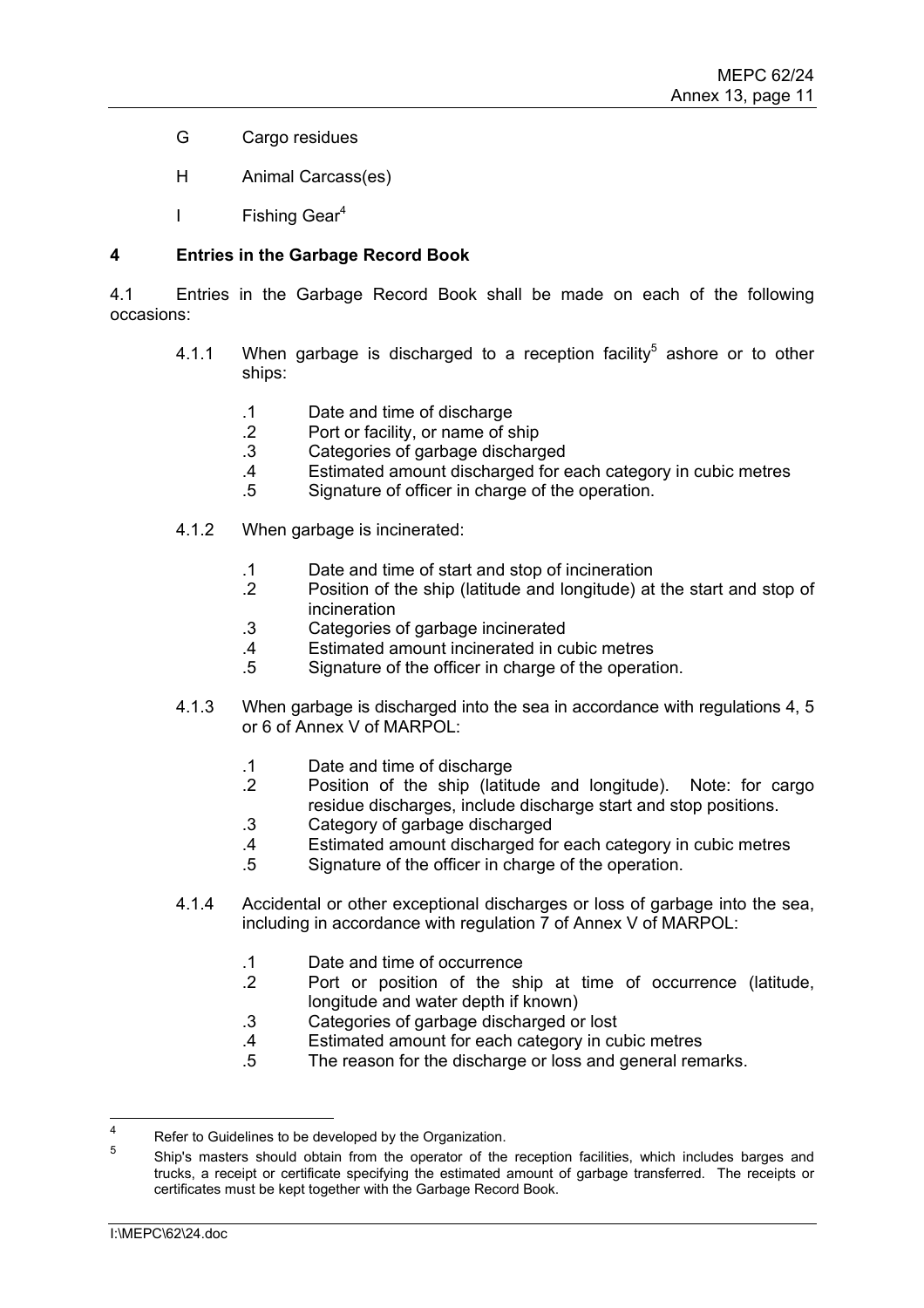G Cargo residues

H Animal Carcass(es)

I Fishing Gear[4]

## 4 Entries in the Garbage Record Book

4.1 Entries in the Garbage Record Book shall be made on each of the following occasions:

4.1.1 When garbage is discharged to a reception facility[5] ashore or to other ships:

- .1 Date and time of discharge
- .2 Port or facility, or name of ship
- .3 Categories of garbage discharged
- .4 Estimated amount discharged for each category in cubic metres
- .5 Signature of officer in charge of the operation.

4.1.2 When garbage is incinerated:

- .1 Date and time of start and stop of incineration
- .2 Position of the ship (latitude and longitude) at the start and stop of incineration
- .3 Categories of garbage incinerated
- .4 Estimated amount incinerated in cubic metres
- .5 Signature of the officer in charge of the operation.

4.1.3 When garbage is discharged into the sea in accordance with regulations 4, 5 or 6 of Annex V of MARPOL:

- .1 Date and time of discharge
- .2 Position of the ship (latitude and longitude). Note: for cargo residue discharges, include discharge start and stop positions.
- .3 Category of garbage discharged
- .4 Estimated amount discharged for each category in cubic metres
- .5 Signature of the officer in charge of the operation.

4.1.4 Accidental or other exceptional discharges or loss of garbage into the sea, including in accordance with regulation 7 of Annex V of MARPOL:

- .1 Date and time of occurrence
- .2 Port or position of the ship at time of occurrence (latitude, longitude and water depth if known)
- .3 Categories of garbage discharged or lost
- .4 Estimated amount for each category in cubic metres
- .5 The reason for the discharge or loss and general remarks.

---

[4] Refer to Guidelines to be developed by the Organization.

[5] Ship's masters should obtain from the operator of the reception facilities, which includes barges and trucks, a receipt or certificate specifying the estimated amount of garbage transferred. The receipts or certificates must be kept together with the Garbage Record Book.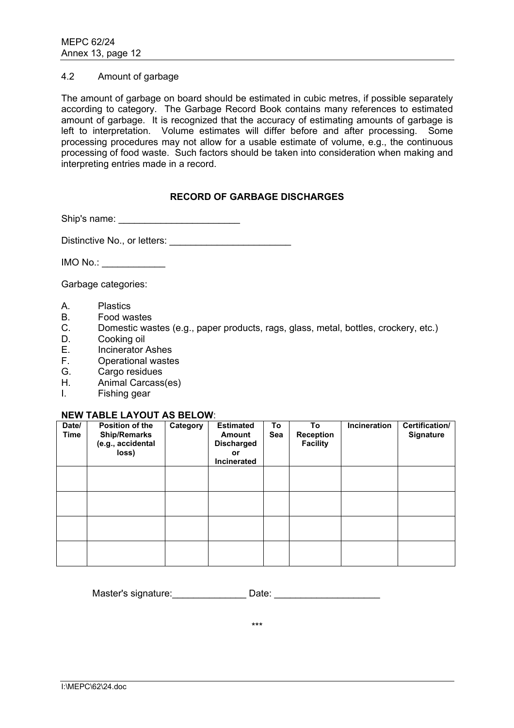4.2 Amount of garbage

The amount of garbage on board should be estimated in cubic metres, if possible separately according to category. The Garbage Record Book contains many references to estimated amount of garbage. It is recognized that the accuracy of estimating amounts of garbage is left to interpretation. Volume estimates will differ before and after processing. Some processing procedures may not allow for a usable estimate of volume, e.g., the continuous processing of food waste. Such factors should be taken into consideration when making and interpreting entries made in a record.

**RECORD OF GARBAGE DISCHARGES**

Ship's name: _______________________

Distinctive No., or letters: _______________________

IMO No.: ____________

Garbage categories:

A. Plastics
B. Food wastes
C. Domestic wastes (e.g., paper products, rags, glass, metal, bottles, crockery, etc.)
D. Cooking oil
E. Incinerator Ashes
F. Operational wastes
G. Cargo residues
H. Animal Carcass(es)
I. Fishing gear

**NEW TABLE LAYOUT AS BELOW**:

| Date/ Time | Position of the Ship/Remarks (e.g., accidental loss) | Category | Estimated Amount Discharged or Incinerated | To Sea | To Reception Facility | Incineration | Certification/ Signature |
|---|---|---|---|---|---|---|---|
| | | | | | | | |
| | | | | | | | |
| | | | | | | | |
| | | | | | | | |

Master's signature:______________ Date: ____________________

***